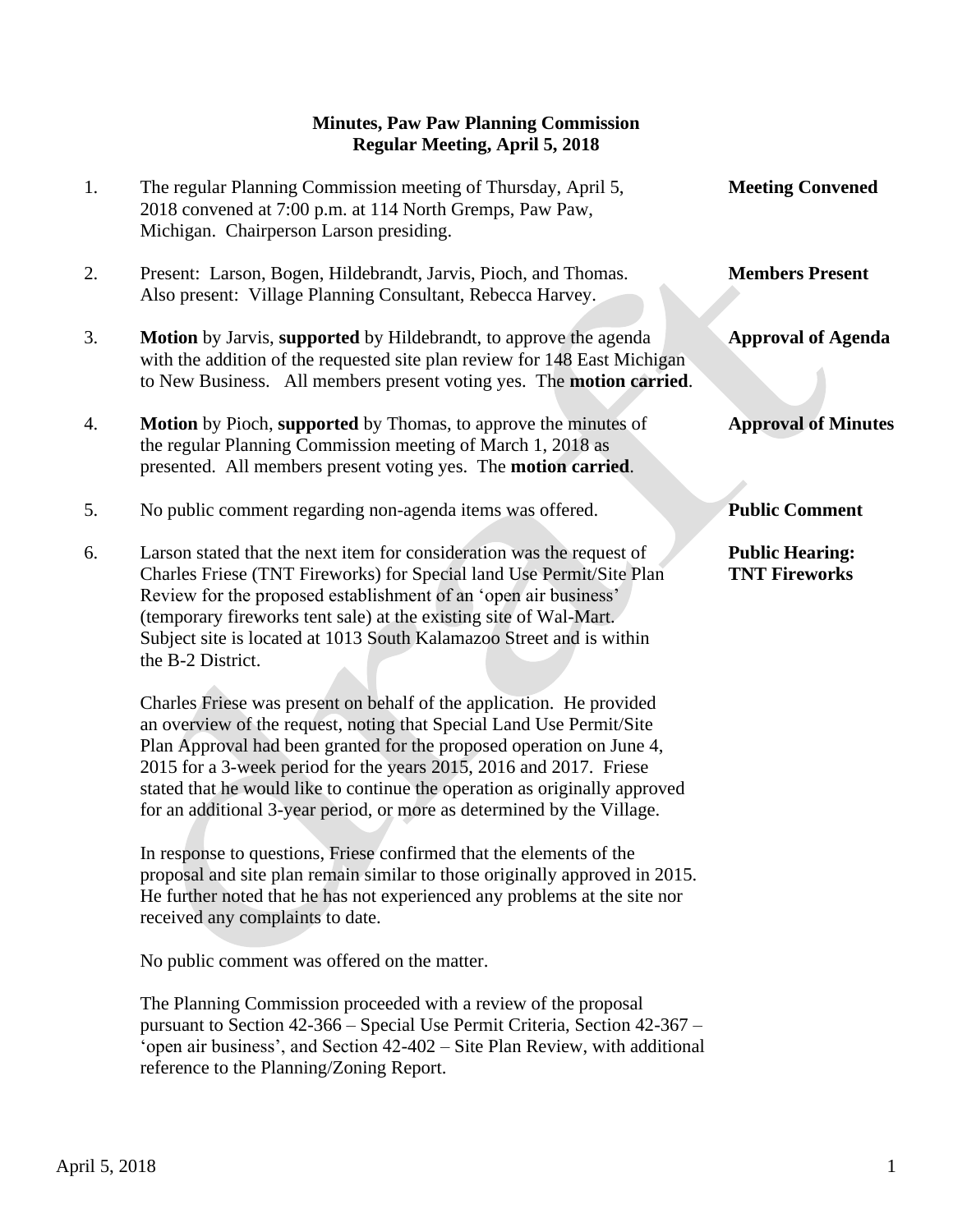**Minutes, Paw Paw Planning Commission**
**Regular Meeting, April 5, 2018**

1. The regular Planning Commission meeting of Thursday, April 5, 2018 convened at 7:00 p.m. at 114 North Gremps, Paw Paw, Michigan. Chairperson Larson presiding. **Meeting Convened**

2. Present: Larson, Bogen, Hildebrandt, Jarvis, Pioch, and Thomas. Also present: Village Planning Consultant, Rebecca Harvey. **Members Present**

3. **Motion** by Jarvis, **supported** by Hildebrandt, to approve the agenda with the addition of the requested site plan review for 148 East Michigan to New Business. All members present voting yes. The **motion carried**. **Approval of Agenda**

4. **Motion** by Pioch, **supported** by Thomas, to approve the minutes of the regular Planning Commission meeting of March 1, 2018 as presented. All members present voting yes. The **motion carried**. **Approval of Minutes**

5. No public comment regarding non-agenda items was offered. **Public Comment**

6. Larson stated that the next item for consideration was the request of Charles Friese (TNT Fireworks) for Special land Use Permit/Site Plan Review for the proposed establishment of an 'open air business' (temporary fireworks tent sale) at the existing site of Wal-Mart. Subject site is located at 1013 South Kalamazoo Street and is within the B-2 District. **Public Hearing: TNT Fireworks**

   Charles Friese was present on behalf of the application. He provided an overview of the request, noting that Special Land Use Permit/Site Plan Approval had been granted for the proposed operation on June 4, 2015 for a 3-week period for the years 2015, 2016 and 2017. Friese stated that he would like to continue the operation as originally approved for an additional 3-year period, or more as determined by the Village.

   In response to questions, Friese confirmed that the elements of the proposal and site plan remain similar to those originally approved in 2015. He further noted that he has not experienced any problems at the site nor received any complaints to date.

   No public comment was offered on the matter.

   The Planning Commission proceeded with a review of the proposal pursuant to Section 42-366 – Special Use Permit Criteria, Section 42-367 – 'open air business', and Section 42-402 – Site Plan Review, with additional reference to the Planning/Zoning Report.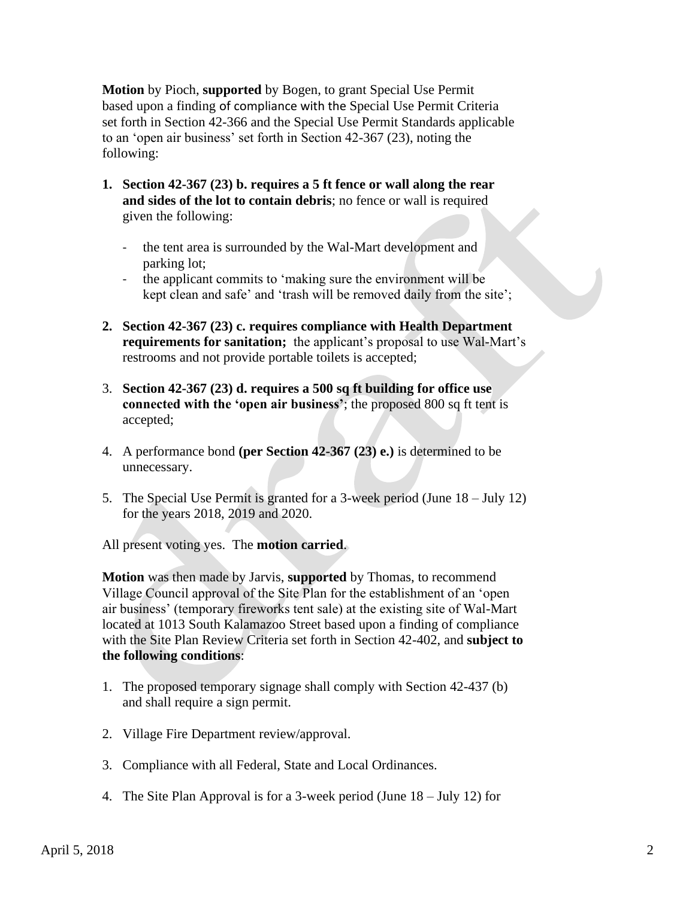**Motion** by Pioch, **supported** by Bogen, to grant Special Use Permit based upon a finding of compliance with the Special Use Permit Criteria set forth in Section 42-366 and the Special Use Permit Standards applicable to an 'open air business' set forth in Section 42-367 (23), noting the following:

1. **Section 42-367 (23) b. requires a 5 ft fence or wall along the rear and sides of the lot to contain debris**; no fence or wall is required given the following:

   - the tent area is surrounded by the Wal-Mart development and parking lot;
   - the applicant commits to 'making sure the environment will be kept clean and safe' and 'trash will be removed daily from the site';

2. **Section 42-367 (23) c. requires compliance with Health Department requirements for sanitation;** the applicant's proposal to use Wal-Mart's restrooms and not provide portable toilets is accepted;

3. **Section 42-367 (23) d. requires a 500 sq ft building for office use connected with the 'open air business'**; the proposed 800 sq ft tent is accepted;

4. A performance bond **(per Section 42-367 (23) e.)** is determined to be unnecessary.

5. The Special Use Permit is granted for a 3-week period (June 18 – July 12) for the years 2018, 2019 and 2020.

All present voting yes. The **motion carried**.

**Motion** was then made by Jarvis, **supported** by Thomas, to recommend Village Council approval of the Site Plan for the establishment of an 'open air business' (temporary fireworks tent sale) at the existing site of Wal-Mart located at 1013 South Kalamazoo Street based upon a finding of compliance with the Site Plan Review Criteria set forth in Section 42-402, and **subject to the following conditions**:

1. The proposed temporary signage shall comply with Section 42-437 (b) and shall require a sign permit.

2. Village Fire Department review/approval.

3. Compliance with all Federal, State and Local Ordinances.

4. The Site Plan Approval is for a 3-week period (June 18 – July 12) for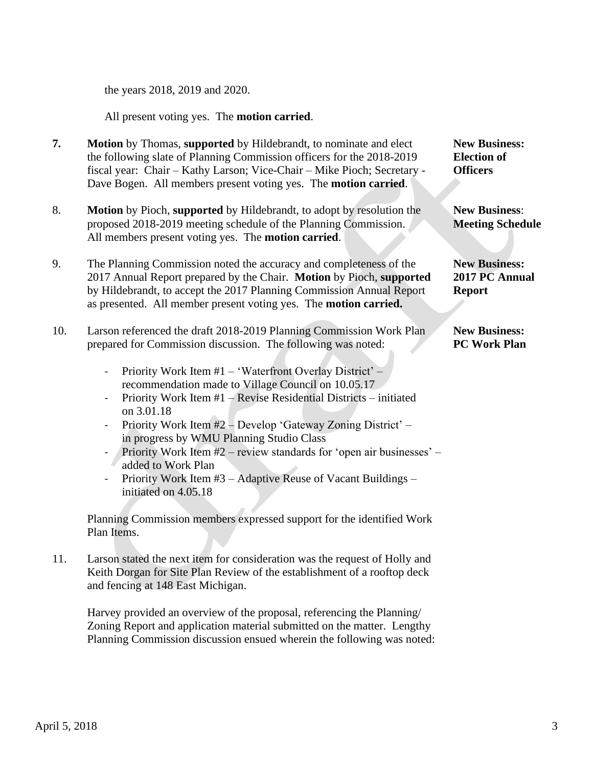the years 2018, 2019 and 2020.

All present voting yes. The **motion carried**.

**7.** **Motion** by Thomas, **supported** by Hildebrandt, to nominate and elect the following slate of Planning Commission officers for the 2018-2019 fiscal year: Chair – Kathy Larson; Vice-Chair – Mike Pioch; Secretary - Dave Bogen. All members present voting yes. The **motion carried**.

**New Business: Election of Officers**

8. **Motion** by Pioch, **supported** by Hildebrandt, to adopt by resolution the proposed 2018-2019 meeting schedule of the Planning Commission. All members present voting yes. The **motion carried**.

**New Business**: **Meeting Schedule**

9. The Planning Commission noted the accuracy and completeness of the 2017 Annual Report prepared by the Chair. **Motion** by Pioch, **supported** by Hildebrandt, to accept the 2017 Planning Commission Annual Report as presented. All member present voting yes. The **motion carried.**

**New Business: 2017 PC Annual Report**

10. Larson referenced the draft 2018-2019 Planning Commission Work Plan prepared for Commission discussion. The following was noted:

**New Business: PC Work Plan**

- Priority Work Item #1 – 'Waterfront Overlay District' – recommendation made to Village Council on 10.05.17
- Priority Work Item #1 – Revise Residential Districts – initiated on 3.01.18
- Priority Work Item #2 – Develop 'Gateway Zoning District' – in progress by WMU Planning Studio Class
- Priority Work Item #2 – review standards for 'open air businesses' – added to Work Plan
- Priority Work Item #3 – Adaptive Reuse of Vacant Buildings – initiated on 4.05.18

Planning Commission members expressed support for the identified Work Plan Items.

11. Larson stated the next item for consideration was the request of Holly and Keith Dorgan for Site Plan Review of the establishment of a rooftop deck and fencing at 148 East Michigan.

Harvey provided an overview of the proposal, referencing the Planning/ Zoning Report and application material submitted on the matter. Lengthy Planning Commission discussion ensued wherein the following was noted: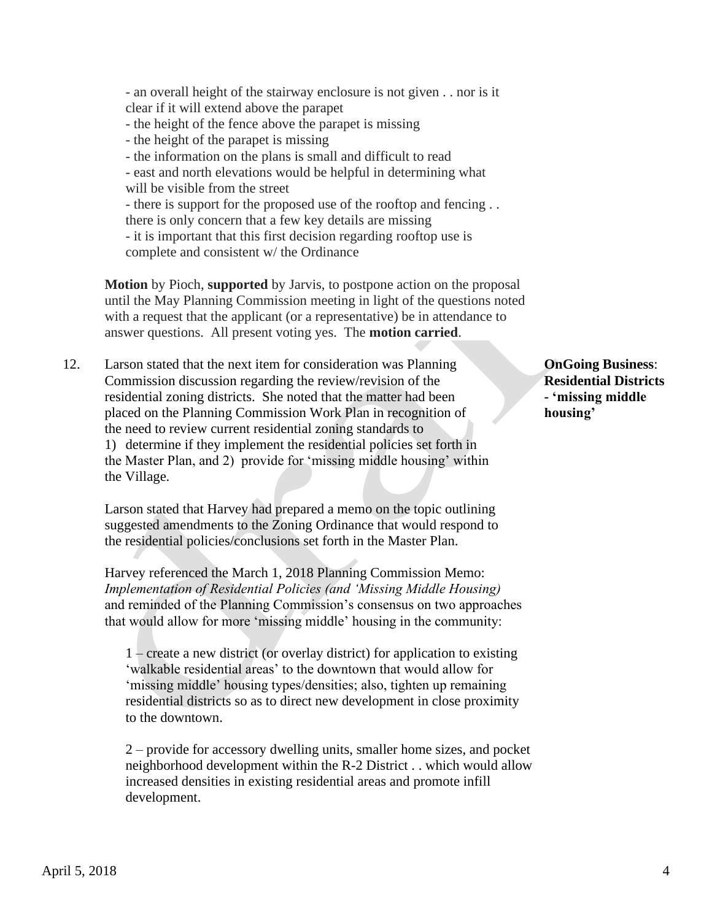- an overall height of the stairway enclosure is not given . . nor is it clear if it will extend above the parapet
- the height of the fence above the parapet is missing
- the height of the parapet is missing
- the information on the plans is small and difficult to read
- east and north elevations would be helpful in determining what will be visible from the street
- there is support for the proposed use of the rooftop and fencing . . there is only concern that a few key details are missing
- it is important that this first decision regarding rooftop use is complete and consistent w/ the Ordinance

**Motion** by Pioch, **supported** by Jarvis, to postpone action on the proposal until the May Planning Commission meeting in light of the questions noted with a request that the applicant (or a representative) be in attendance to answer questions. All present voting yes. The **motion carried**.

**OnGoing Business: Residential Districts - 'missing middle housing'**

12. Larson stated that the next item for consideration was Planning Commission discussion regarding the review/revision of the residential zoning districts. She noted that the matter had been placed on the Planning Commission Work Plan in recognition of the need to review current residential zoning standards to 1) determine if they implement the residential policies set forth in the Master Plan, and 2) provide for 'missing middle housing' within the Village.

    Larson stated that Harvey had prepared a memo on the topic outlining suggested amendments to the Zoning Ordinance that would respond to the residential policies/conclusions set forth in the Master Plan.

    Harvey referenced the March 1, 2018 Planning Commission Memo: *Implementation of Residential Policies (and 'Missing Middle Housing)* and reminded of the Planning Commission's consensus on two approaches that would allow for more 'missing middle' housing in the community:

    1 – create a new district (or overlay district) for application to existing 'walkable residential areas' to the downtown that would allow for 'missing middle' housing types/densities; also, tighten up remaining residential districts so as to direct new development in close proximity to the downtown.

    2 – provide for accessory dwelling units, smaller home sizes, and pocket neighborhood development within the R-2 District . . which would allow increased densities in existing residential areas and promote infill development.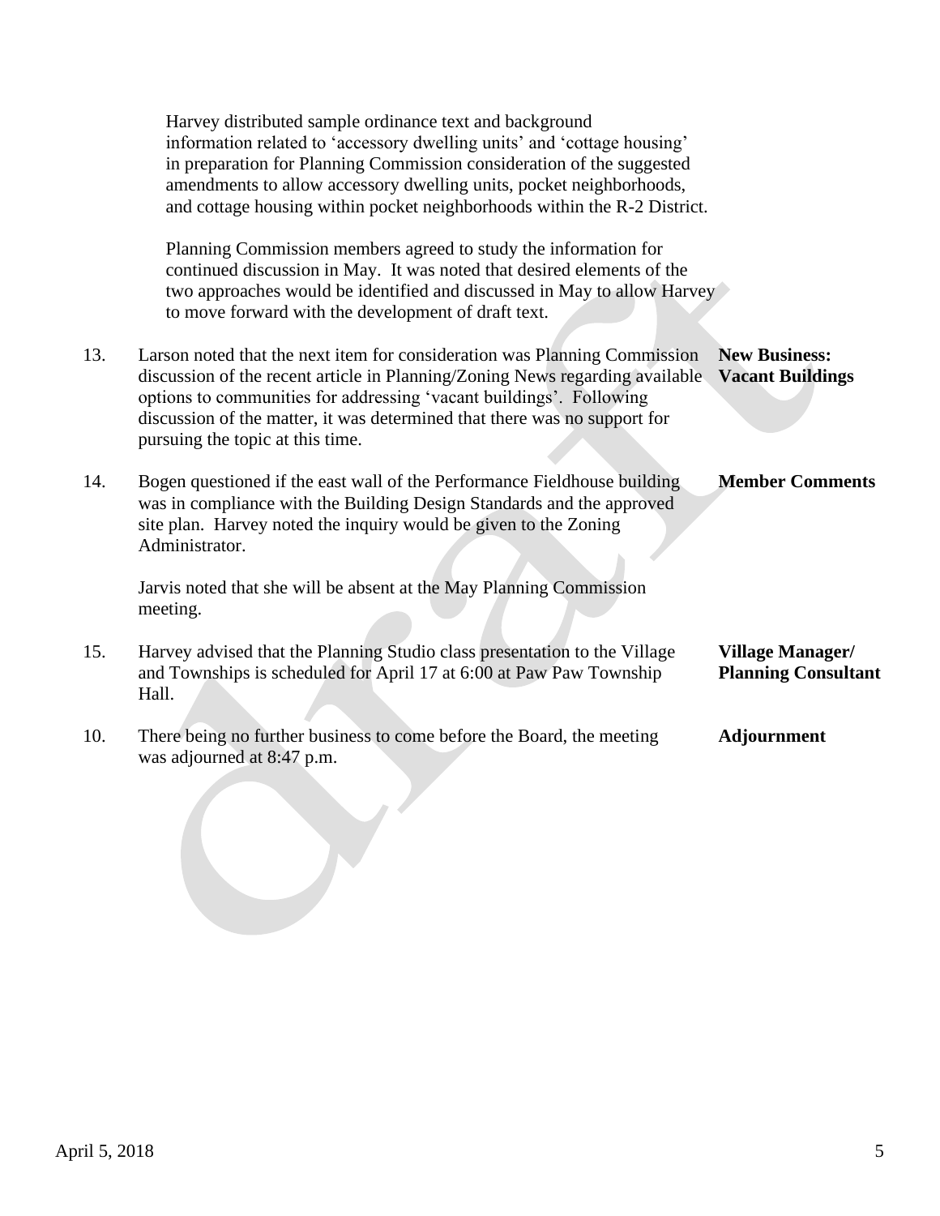Harvey distributed sample ordinance text and background information related to 'accessory dwelling units' and 'cottage housing' in preparation for Planning Commission consideration of the suggested amendments to allow accessory dwelling units, pocket neighborhoods, and cottage housing within pocket neighborhoods within the R-2 District.

Planning Commission members agreed to study the information for continued discussion in May. It was noted that desired elements of the two approaches would be identified and discussed in May to allow Harvey to move forward with the development of draft text.

13. Larson noted that the next item for consideration was Planning Commission discussion of the recent article in Planning/Zoning News regarding available options to communities for addressing 'vacant buildings'. Following discussion of the matter, it was determined that there was no support for pursuing the topic at this time. — **New Business: Vacant Buildings**

14. Bogen questioned if the east wall of the Performance Fieldhouse building was in compliance with the Building Design Standards and the approved site plan. Harvey noted the inquiry would be given to the Zoning Administrator. — **Member Comments**

    Jarvis noted that she will be absent at the May Planning Commission meeting.

15. Harvey advised that the Planning Studio class presentation to the Village and Townships is scheduled for April 17 at 6:00 at Paw Paw Township Hall. — **Village Manager/ Planning Consultant**

10. There being no further business to come before the Board, the meeting was adjourned at 8:47 p.m. — **Adjournment**

April 5, 2018